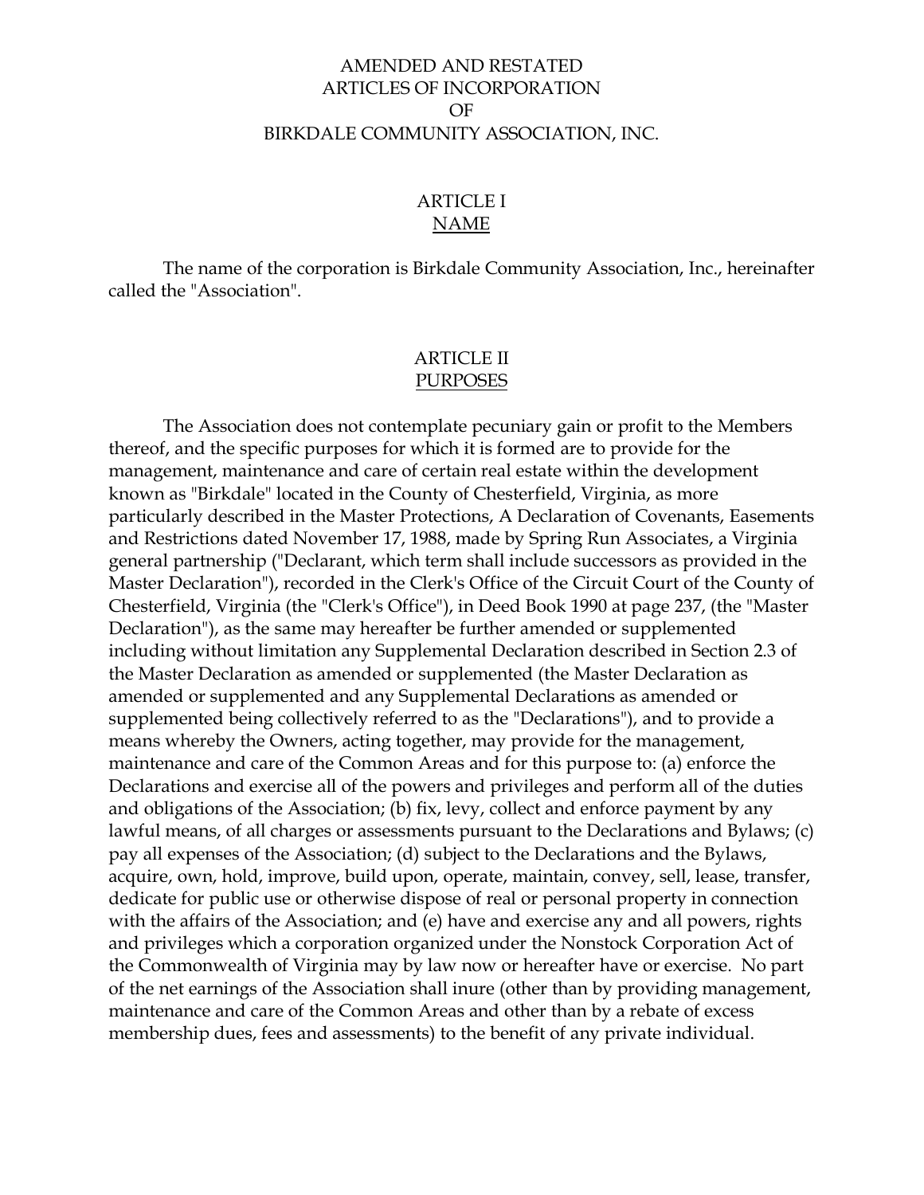# AMENDED AND RESTATED ARTICLES OF INCORPORATION OF BIRKDALE COMMUNITY ASSOCIATION, INC.

## ARTICLE I
## NAME

The name of the corporation is Birkdale Community Association, Inc., hereinafter called the "Association".

## ARTICLE II
## PURPOSES

The Association does not contemplate pecuniary gain or profit to the Members thereof, and the specific purposes for which it is formed are to provide for the management, maintenance and care of certain real estate within the development known as "Birkdale" located in the County of Chesterfield, Virginia, as more particularly described in the Master Protections, A Declaration of Covenants, Easements and Restrictions dated November 17, 1988, made by Spring Run Associates, a Virginia general partnership ("Declarant, which term shall include successors as provided in the Master Declaration"), recorded in the Clerk's Office of the Circuit Court of the County of Chesterfield, Virginia (the "Clerk's Office"), in Deed Book 1990 at page 237, (the "Master Declaration"), as the same may hereafter be further amended or supplemented including without limitation any Supplemental Declaration described in Section 2.3 of the Master Declaration as amended or supplemented (the Master Declaration as amended or supplemented and any Supplemental Declarations as amended or supplemented being collectively referred to as the "Declarations"), and to provide a means whereby the Owners, acting together, may provide for the management, maintenance and care of the Common Areas and for this purpose to: (a) enforce the Declarations and exercise all of the powers and privileges and perform all of the duties and obligations of the Association; (b) fix, levy, collect and enforce payment by any lawful means, of all charges or assessments pursuant to the Declarations and Bylaws; (c) pay all expenses of the Association; (d) subject to the Declarations and the Bylaws, acquire, own, hold, improve, build upon, operate, maintain, convey, sell, lease, transfer, dedicate for public use or otherwise dispose of real or personal property in connection with the affairs of the Association; and (e) have and exercise any and all powers, rights and privileges which a corporation organized under the Nonstock Corporation Act of the Commonwealth of Virginia may by law now or hereafter have or exercise. No part of the net earnings of the Association shall inure (other than by providing management, maintenance and care of the Common Areas and other than by a rebate of excess membership dues, fees and assessments) to the benefit of any private individual.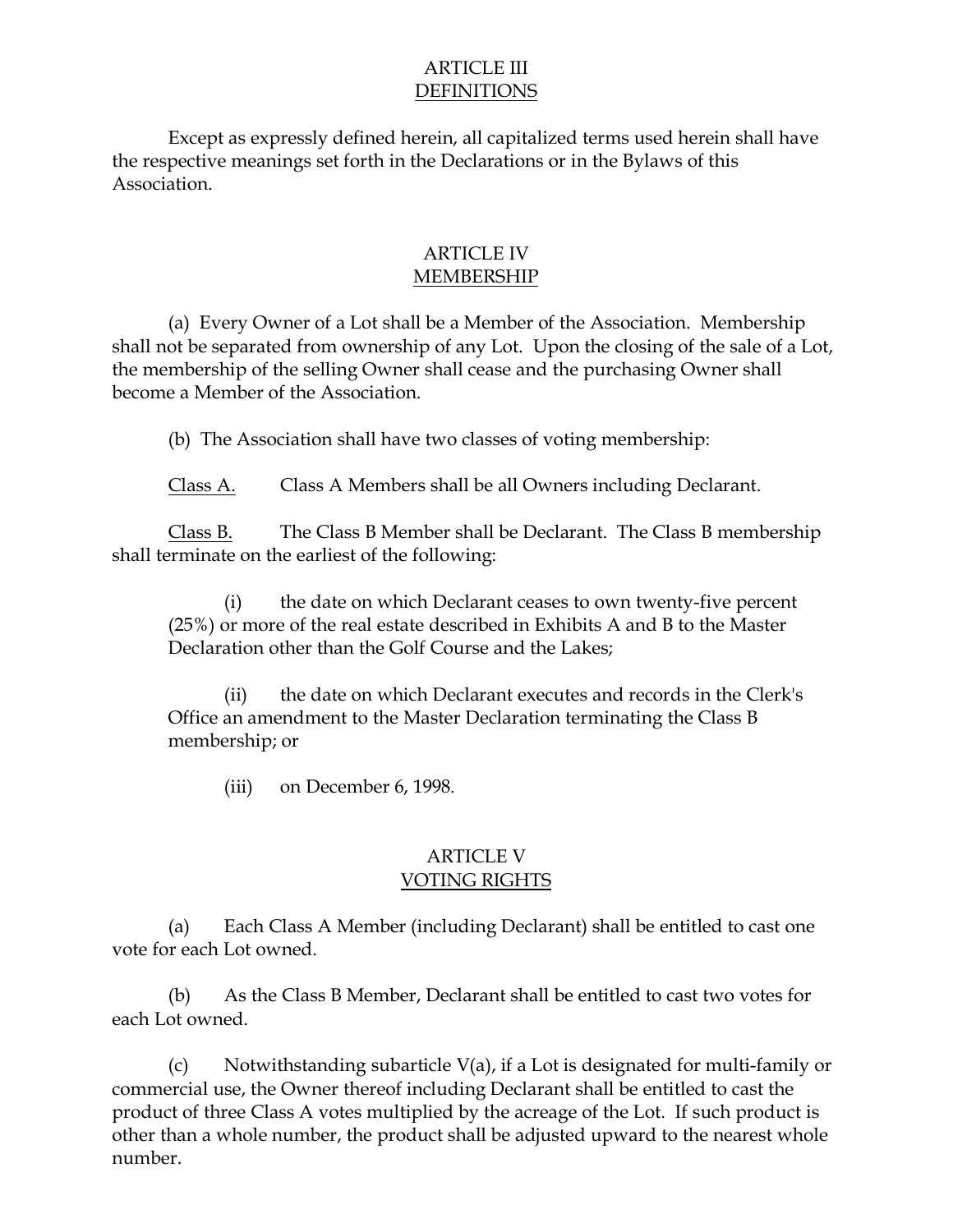## ARTICLE III
## DEFINITIONS

Except as expressly defined herein, all capitalized terms used herein shall have the respective meanings set forth in the Declarations or in the Bylaws of this Association.

## ARTICLE IV
## MEMBERSHIP

(a) Every Owner of a Lot shall be a Member of the Association. Membership shall not be separated from ownership of any Lot. Upon the closing of the sale of a Lot, the membership of the selling Owner shall cease and the purchasing Owner shall become a Member of the Association.

(b) The Association shall have two classes of voting membership:

Class A. Class A Members shall be all Owners including Declarant.

Class B. The Class B Member shall be Declarant. The Class B membership shall terminate on the earliest of the following:

(i) the date on which Declarant ceases to own twenty-five percent (25%) or more of the real estate described in Exhibits A and B to the Master Declaration other than the Golf Course and the Lakes;

(ii) the date on which Declarant executes and records in the Clerk's Office an amendment to the Master Declaration terminating the Class B membership; or

(iii) on December 6, 1998.

## ARTICLE V
## VOTING RIGHTS

(a) Each Class A Member (including Declarant) shall be entitled to cast one vote for each Lot owned.

(b) As the Class B Member, Declarant shall be entitled to cast two votes for each Lot owned.

(c) Notwithstanding subarticle V(a), if a Lot is designated for multi-family or commercial use, the Owner thereof including Declarant shall be entitled to cast the product of three Class A votes multiplied by the acreage of the Lot. If such product is other than a whole number, the product shall be adjusted upward to the nearest whole number.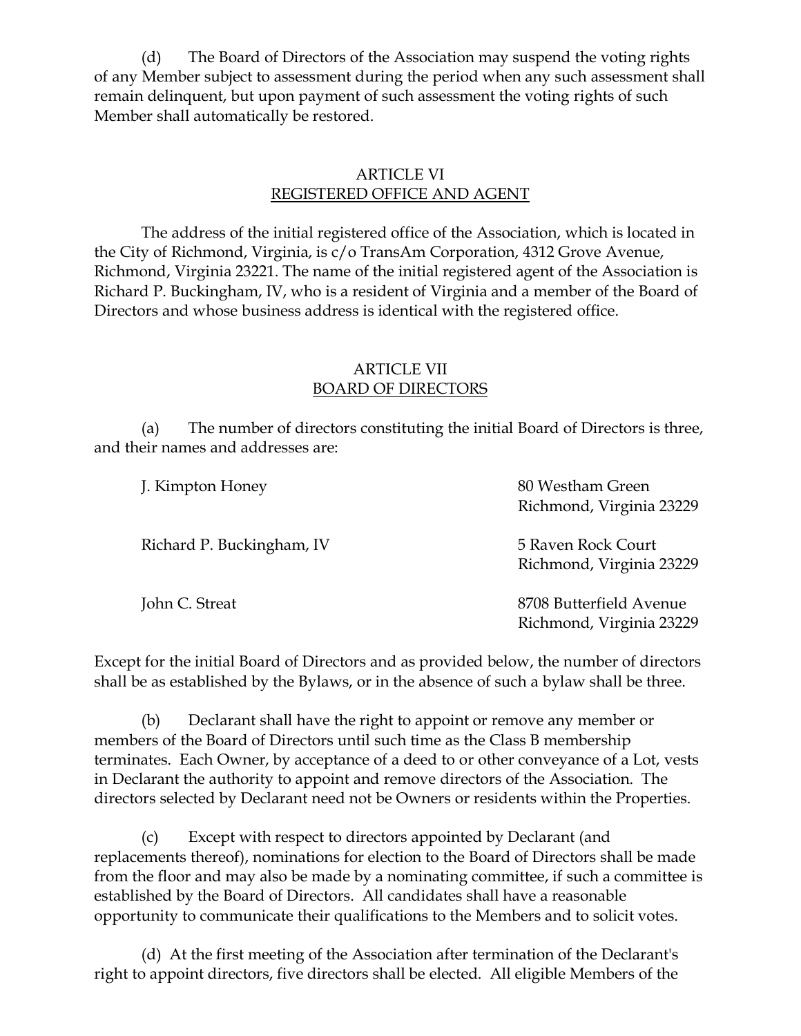(d) The Board of Directors of the Association may suspend the voting rights of any Member subject to assessment during the period when any such assessment shall remain delinquent, but upon payment of such assessment the voting rights of such Member shall automatically be restored.

## ARTICLE VI
## REGISTERED OFFICE AND AGENT

The address of the initial registered office of the Association, which is located in the City of Richmond, Virginia, is c/o TransAm Corporation, 4312 Grove Avenue, Richmond, Virginia 23221. The name of the initial registered agent of the Association is Richard P. Buckingham, IV, who is a resident of Virginia and a member of the Board of Directors and whose business address is identical with the registered office.

## ARTICLE VII
## BOARD OF DIRECTORS

(a) The number of directors constituting the initial Board of Directors is three, and their names and addresses are:

| | |
|---|---|
| J. Kimpton Honey | 80 Westham Green<br>Richmond, Virginia 23229 |
| Richard P. Buckingham, IV | 5 Raven Rock Court<br>Richmond, Virginia 23229 |
| John C. Streat | 8708 Butterfield Avenue<br>Richmond, Virginia 23229 |

Except for the initial Board of Directors and as provided below, the number of directors shall be as established by the Bylaws, or in the absence of such a bylaw shall be three.

(b) Declarant shall have the right to appoint or remove any member or members of the Board of Directors until such time as the Class B membership terminates. Each Owner, by acceptance of a deed to or other conveyance of a Lot, vests in Declarant the authority to appoint and remove directors of the Association. The directors selected by Declarant need not be Owners or residents within the Properties.

(c) Except with respect to directors appointed by Declarant (and replacements thereof), nominations for election to the Board of Directors shall be made from the floor and may also be made by a nominating committee, if such a committee is established by the Board of Directors. All candidates shall have a reasonable opportunity to communicate their qualifications to the Members and to solicit votes.

(d) At the first meeting of the Association after termination of the Declarant's right to appoint directors, five directors shall be elected. All eligible Members of the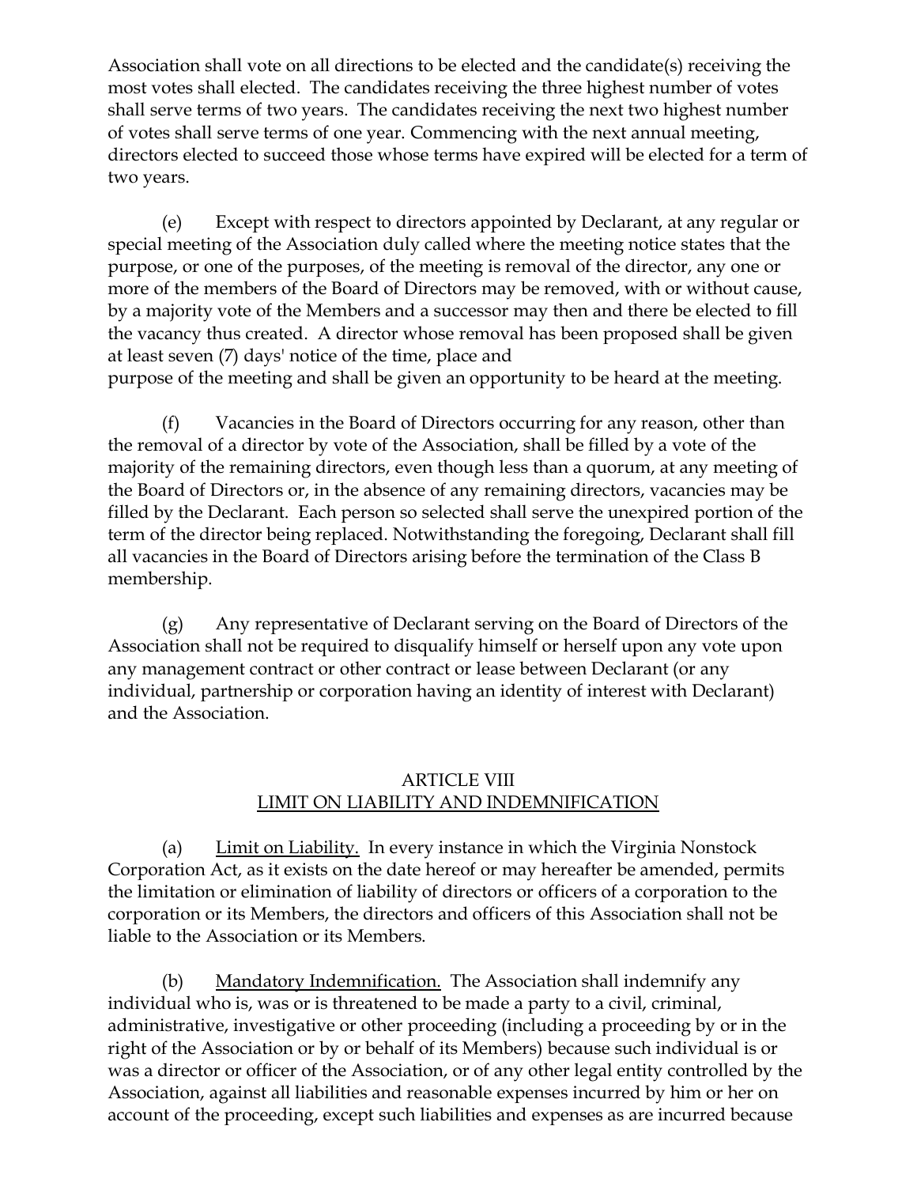Association shall vote on all directions to be elected and the candidate(s) receiving the most votes shall elected. The candidates receiving the three highest number of votes shall serve terms of two years. The candidates receiving the next two highest number of votes shall serve terms of one year. Commencing with the next annual meeting, directors elected to succeed those whose terms have expired will be elected for a term of two years.

(e) Except with respect to directors appointed by Declarant, at any regular or special meeting of the Association duly called where the meeting notice states that the purpose, or one of the purposes, of the meeting is removal of the director, any one or more of the members of the Board of Directors may be removed, with or without cause, by a majority vote of the Members and a successor may then and there be elected to fill the vacancy thus created. A director whose removal has been proposed shall be given at least seven (7) days' notice of the time, place and purpose of the meeting and shall be given an opportunity to be heard at the meeting.

(f) Vacancies in the Board of Directors occurring for any reason, other than the removal of a director by vote of the Association, shall be filled by a vote of the majority of the remaining directors, even though less than a quorum, at any meeting of the Board of Directors or, in the absence of any remaining directors, vacancies may be filled by the Declarant. Each person so selected shall serve the unexpired portion of the term of the director being replaced. Notwithstanding the foregoing, Declarant shall fill all vacancies in the Board of Directors arising before the termination of the Class B membership.

(g) Any representative of Declarant serving on the Board of Directors of the Association shall not be required to disqualify himself or herself upon any vote upon any management contract or other contract or lease between Declarant (or any individual, partnership or corporation having an identity of interest with Declarant) and the Association.

## ARTICLE VIII
## LIMIT ON LIABILITY AND INDEMNIFICATION

(a) Limit on Liability. In every instance in which the Virginia Nonstock Corporation Act, as it exists on the date hereof or may hereafter be amended, permits the limitation or elimination of liability of directors or officers of a corporation to the corporation or its Members, the directors and officers of this Association shall not be liable to the Association or its Members.

(b) Mandatory Indemnification. The Association shall indemnify any individual who is, was or is threatened to be made a party to a civil, criminal, administrative, investigative or other proceeding (including a proceeding by or in the right of the Association or by or behalf of its Members) because such individual is or was a director or officer of the Association, or of any other legal entity controlled by the Association, against all liabilities and reasonable expenses incurred by him or her on account of the proceeding, except such liabilities and expenses as are incurred because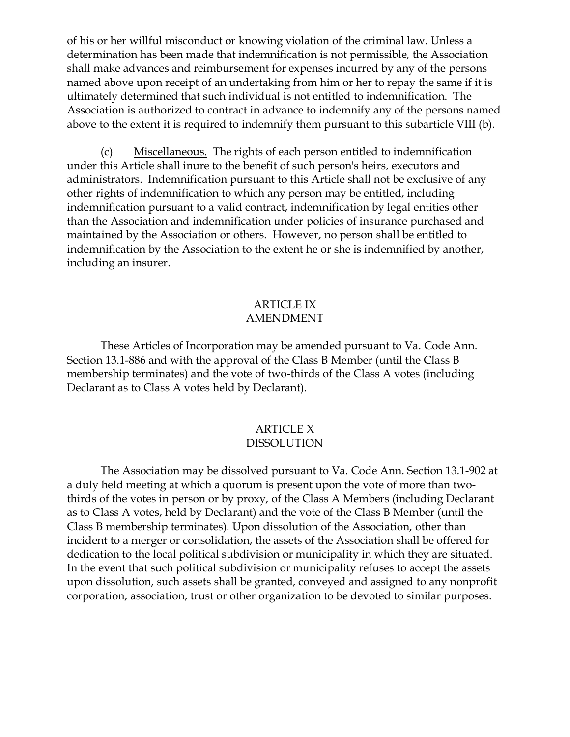of his or her willful misconduct or knowing violation of the criminal law. Unless a determination has been made that indemnification is not permissible, the Association shall make advances and reimbursement for expenses incurred by any of the persons named above upon receipt of an undertaking from him or her to repay the same if it is ultimately determined that such individual is not entitled to indemnification. The Association is authorized to contract in advance to indemnify any of the persons named above to the extent it is required to indemnify them pursuant to this subarticle VIII (b).

(c) Miscellaneous. The rights of each person entitled to indemnification under this Article shall inure to the benefit of such person's heirs, executors and administrators. Indemnification pursuant to this Article shall not be exclusive of any other rights of indemnification to which any person may be entitled, including indemnification pursuant to a valid contract, indemnification by legal entities other than the Association and indemnification under policies of insurance purchased and maintained by the Association or others. However, no person shall be entitled to indemnification by the Association to the extent he or she is indemnified by another, including an insurer.

## ARTICLE IX
## AMENDMENT

These Articles of Incorporation may be amended pursuant to Va. Code Ann. Section 13.1-886 and with the approval of the Class B Member (until the Class B membership terminates) and the vote of two-thirds of the Class A votes (including Declarant as to Class A votes held by Declarant).

## ARTICLE X
## DISSOLUTION

The Association may be dissolved pursuant to Va. Code Ann. Section 13.1-902 at a duly held meeting at which a quorum is present upon the vote of more than two-thirds of the votes in person or by proxy, of the Class A Members (including Declarant as to Class A votes, held by Declarant) and the vote of the Class B Member (until the Class B membership terminates). Upon dissolution of the Association, other than incident to a merger or consolidation, the assets of the Association shall be offered for dedication to the local political subdivision or municipality in which they are situated. In the event that such political subdivision or municipality refuses to accept the assets upon dissolution, such assets shall be granted, conveyed and assigned to any nonprofit corporation, association, trust or other organization to be devoted to similar purposes.